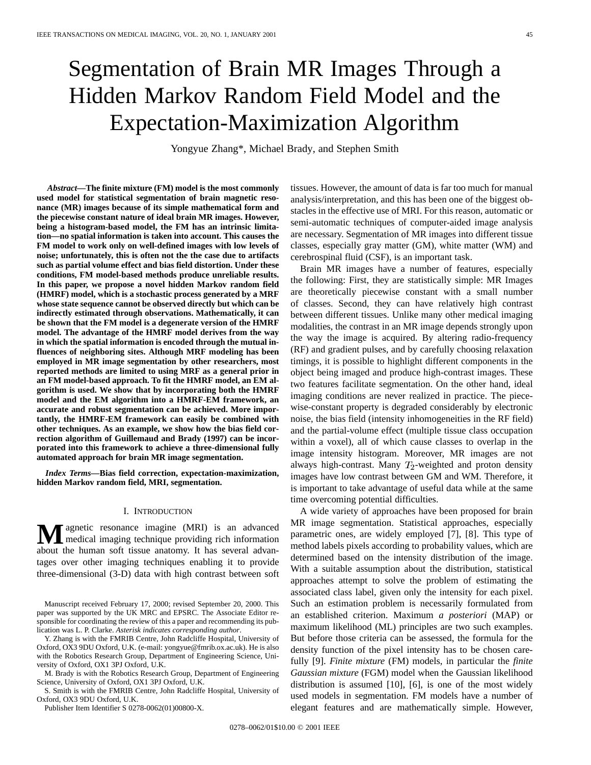# Segmentation of Brain MR Images Through a Hidden Markov Random Field Model and the Expectation-Maximization Algorithm

Yongyue Zhang*, Michael Brady, and Stephen Smith

***Abstract*—The finite mixture (FM) model is the most commonly used model for statistical segmentation of brain magnetic resonance (MR) images because of its simple mathematical form and the piecewise constant nature of ideal brain MR images. However, being a histogram-based model, the FM has an intrinsic limitation—no spatial information is taken into account. This causes the FM model to work only on well-defined images with low levels of noise; unfortunately, this is often not the the case due to artifacts such as partial volume effect and bias field distortion. Under these conditions, FM model-based methods produce unreliable results. In this paper, we propose a novel hidden Markov random field (HMRF) model, which is a stochastic process generated by a MRF whose state sequence cannot be observed directly but which can be indirectly estimated through observations. Mathematically, it can be shown that the FM model is a degenerate version of the HMRF model. The advantage of the HMRF model derives from the way in which the spatial information is encoded through the mutual influences of neighboring sites. Although MRF modeling has been employed in MR image segmentation by other researchers, most reported methods are limited to using MRF as a general prior in an FM model-based approach. To fit the HMRF model, an EM algorithm is used. We show that by incorporating both the HMRF model and the EM algorithm into a HMRF-EM framework, an accurate and robust segmentation can be achieved. More importantly, the HMRF-EM framework can easily be combined with other techniques. As an example, we show how the bias field correction algorithm of Guillemaud and Brady (1997) can be incorporated into this framework to achieve a three-dimensional fully automated approach for brain MR image segmentation.**

***Index Terms*—Bias field correction, expectation-maximization, hidden Markov random field, MRI, segmentation.**

## I. Introduction

Magnetic resonance imagine (MRI) is an advanced medical imaging technique providing rich information about the human soft tissue anatomy. It has several advantages over other imaging techniques enabling it to provide three-dimensional (3-D) data with high contrast between soft tissues. However, the amount of data is far too much for manual analysis/interpretation, and this has been one of the biggest obstacles in the effective use of MRI. For this reason, automatic or semi-automatic techniques of computer-aided image analysis are necessary. Segmentation of MR images into different tissue classes, especially gray matter (GM), white matter (WM) and cerebrospinal fluid (CSF), is an important task.

Brain MR images have a number of features, especially the following: First, they are statistically simple: MR Images are theoretically piecewise constant with a small number of classes. Second, they can have relatively high contrast between different tissues. Unlike many other medical imaging modalities, the contrast in an MR image depends strongly upon the way the image is acquired. By altering radio-frequency (RF) and gradient pulses, and by carefully choosing relaxation timings, it is possible to highlight different components in the object being imaged and produce high-contrast images. These two features facilitate segmentation. On the other hand, ideal imaging conditions are never realized in practice. The piecewise-constant property is degraded considerably by electronic noise, the bias field (intensity inhomogeneities in the RF field) and the partial-volume effect (multiple tissue class occupation within a voxel), all of which cause classes to overlap in the image intensity histogram. Moreover, MR images are not always high-contrast. Many $T_2$-weighted and proton density images have low contrast between GM and WM. Therefore, it is important to take advantage of useful data while at the same time overcoming potential difficulties.

A wide variety of approaches have been proposed for brain MR image segmentation. Statistical approaches, especially parametric ones, are widely employed [7], [8]. This type of method labels pixels according to probability values, which are determined based on the intensity distribution of the image. With a suitable assumption about the distribution, statistical approaches attempt to solve the problem of estimating the associated class label, given only the intensity for each pixel. Such an estimation problem is necessarily formulated from an established criterion. Maximum *a posteriori* (MAP) or maximum likelihood (ML) principles are two such examples. But before those criteria can be assessed, the formula for the density function of the pixel intensity has to be chosen carefully [9]. *Finite mixture* (FM) models, in particular the *finite Gaussian mixture* (FGM) model when the Gaussian likelihood distribution is assumed [10], [6], is one of the most widely used models in segmentation. FM models have a number of elegant features and are mathematically simple. However,

Manuscript received February 17, 2000; revised September 20, 2000. This paper was supported by the UK MRC and EPSRC. The Associate Editor responsible for coordinating the review of this a paper and recommending its publication was L. P. Clarke. *Asterisk indicates corresponding author*.

Y. Zhang is with the FMRIB Centre, John Radcliffe Hospital, University of Oxford, OX3 9DU Oxford, U.K. (e-mail: yongyue@fmrib.ox.ac.uk). He is also with the Robotics Research Group, Department of Engineering Science, University of Oxford, OX1 3PJ Oxford, U.K.

M. Brady is with the Robotics Research Group, Department of Engineering Science, University of Oxford, OX1 3PJ Oxford, U.K.

S. Smith is with the FMRIB Centre, John Radcliffe Hospital, University of Oxford, OX3 9DU Oxford, U.K.

Publisher Item Identifier S 0278-0062(01)00800-X.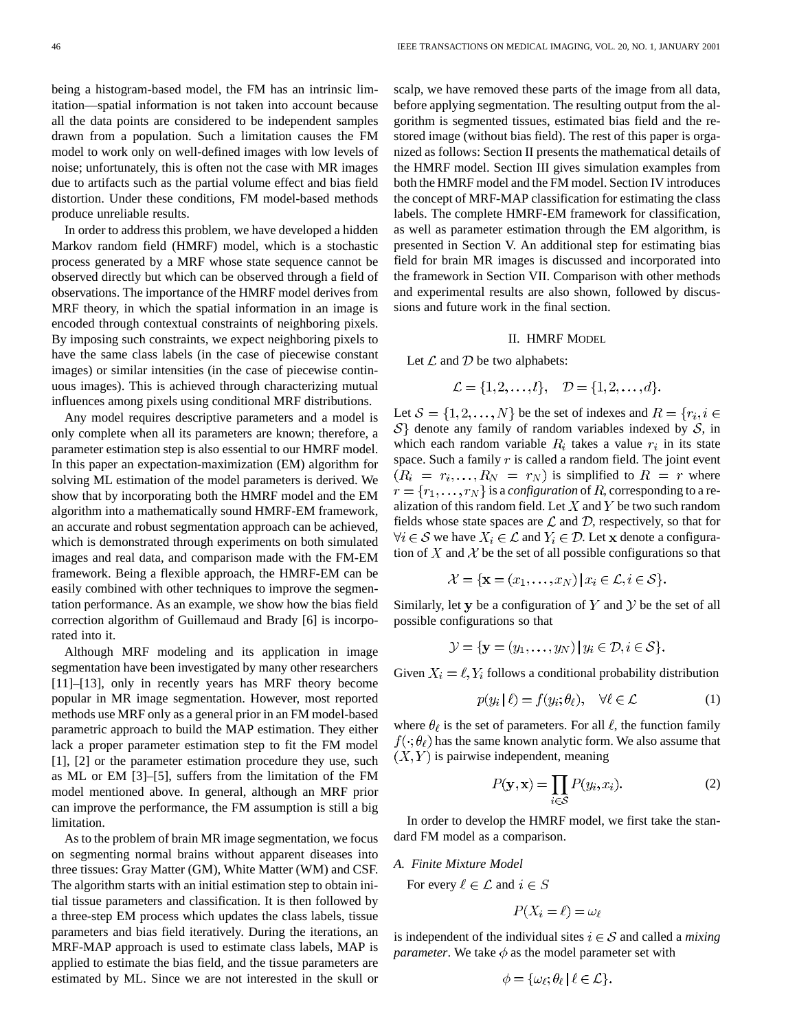being a histogram-based model, the FM has an intrinsic limitation—spatial information is not taken into account because all the data points are considered to be independent samples drawn from a population. Such a limitation causes the FM model to work only on well-defined images with low levels of noise; unfortunately, this is often not the case with MR images due to artifacts such as the partial volume effect and bias field distortion. Under these conditions, FM model-based methods produce unreliable results.

In order to address this problem, we have developed a hidden Markov random field (HMRF) model, which is a stochastic process generated by a MRF whose state sequence cannot be observed directly but which can be observed through a field of observations. The importance of the HMRF model derives from MRF theory, in which the spatial information in an image is encoded through contextual constraints of neighboring pixels. By imposing such constraints, we expect neighboring pixels to have the same class labels (in the case of piecewise constant images) or similar intensities (in the case of piecewise continuous images). This is achieved through characterizing mutual influences among pixels using conditional MRF distributions.

Any model requires descriptive parameters and a model is only complete when all its parameters are known; therefore, a parameter estimation step is also essential to our HMRF model. In this paper an expectation-maximization (EM) algorithm for solving ML estimation of the model parameters is derived. We show that by incorporating both the HMRF model and the EM algorithm into a mathematically sound HMRF-EM framework, an accurate and robust segmentation approach can be achieved, which is demonstrated through experiments on both simulated images and real data, and comparison made with the FM-EM framework. Being a flexible approach, the HMRF-EM can be easily combined with other techniques to improve the segmentation performance. As an example, we show how the bias field correction algorithm of Guillemaud and Brady [6] is incorporated into it.

Although MRF modeling and its application in image segmentation have been investigated by many other researchers [11]–[13], only in recently years has MRF theory become popular in MR image segmentation. However, most reported methods use MRF only as a general prior in an FM model-based parametric approach to build the MAP estimation. They either lack a proper parameter estimation step to fit the FM model [1], [2] or the parameter estimation procedure they use, such as ML or EM [3]–[5], suffers from the limitation of the FM model mentioned above. In general, although an MRF prior can improve the performance, the FM assumption is still a big limitation.

As to the problem of brain MR image segmentation, we focus on segmenting normal brains without apparent diseases into three tissues: Gray Matter (GM), White Matter (WM) and CSF. The algorithm starts with an initial estimation step to obtain initial tissue parameters and classification. It is then followed by a three-step EM process which updates the class labels, tissue parameters and bias field iteratively. During the iterations, an MRF-MAP approach is used to estimate class labels, MAP is applied to estimate the bias field, and the tissue parameters are estimated by ML. Since we are not interested in the skull or scalp, we have removed these parts of the image from all data, before applying segmentation. The resulting output from the algorithm is segmented tissues, estimated bias field and the restored image (without bias field). The rest of this paper is organized as follows: Section II presents the mathematical details of the HMRF model. Section III gives simulation examples from both the HMRF model and the FM model. Section IV introduces the concept of MRF-MAP classification for estimating the class labels. The complete HMRF-EM framework for classification, as well as parameter estimation through the EM algorithm, is presented in Section V. An additional step for estimating bias field for brain MR images is discussed and incorporated into the framework in Section VII. Comparison with other methods and experimental results are also shown, followed by discussions and future work in the final section.

## II. HMRF Model

Let $\mathcal{L}$ and $\mathcal{D}$ be two alphabets:

$$\mathcal{L} = \{1, 2, \ldots, l\}, \quad \mathcal{D} = \{1, 2, \ldots, d\}.$$

Let $\mathcal{S} = \{1, 2, \ldots, N\}$ be the set of indexes and $R = \{r_i, i \in \mathcal{S}\}$ denote any family of random variables indexed by $\mathcal{S}$, in which each random variable $R_i$ takes a value $r_i$ in its state space. Such a family $r$ is called a random field. The joint event $(R_i = r_i, \ldots, R_N = r_N)$ is simplified to $R = r$ where $r = \{r_1, \ldots, r_N\}$ is a *configuration* of $R$, corresponding to a realization of this random field. Let $X$ and $Y$ be two such random fields whose state spaces are $\mathcal{L}$ and $\mathcal{D}$, respectively, so that for $\forall i \in \mathcal{S}$ we have $X_i \in \mathcal{L}$ and $Y_i \in \mathcal{D}$. Let $\mathbf{x}$ denote a configuration of $X$ and $\mathcal{X}$ be the set of all possible configurations so that

$$\mathcal{X} = \{\mathbf{x} = (x_1, \ldots, x_N) \,|\, x_i \in \mathcal{L}, i \in \mathcal{S}\}.$$

Similarly, let $\mathbf{y}$ be a configuration of $Y$ and $\mathcal{Y}$ be the set of all possible configurations so that

$$\mathcal{Y} = \{\mathbf{y} = (y_1, \ldots, y_N) \,|\, y_i \in \mathcal{D}, i \in \mathcal{S}\}.$$

Given $X_i = \ell$, $Y_i$ follows a conditional probability distribution

$$p(y_i \,|\, \ell) = f(y_i; \theta_\ell), \quad \forall \ell \in \mathcal{L} \tag{1}$$

where $\theta_\ell$ is the set of parameters. For all $\ell$, the function family $f(\cdot; \theta_\ell)$ has the same known analytic form. We also assume that $(X, Y)$ is pairwise independent, meaning

$$P(\mathbf{y}, \mathbf{x}) = \prod_{i \in \mathcal{S}} P(y_i, x_i). \tag{2}$$

In order to develop the HMRF model, we first take the standard FM model as a comparison.

### A. Finite Mixture Model

For every $\ell \in \mathcal{L}$ and $i \in S$

$$P(X_i = \ell) = \omega_\ell$$

is independent of the individual sites $i \in \mathcal{S}$ and called a *mixing parameter*. We take $\phi$ as the model parameter set with

$$\phi = \{\omega_\ell; \theta_\ell \,|\, \ell \in \mathcal{L}\}.$$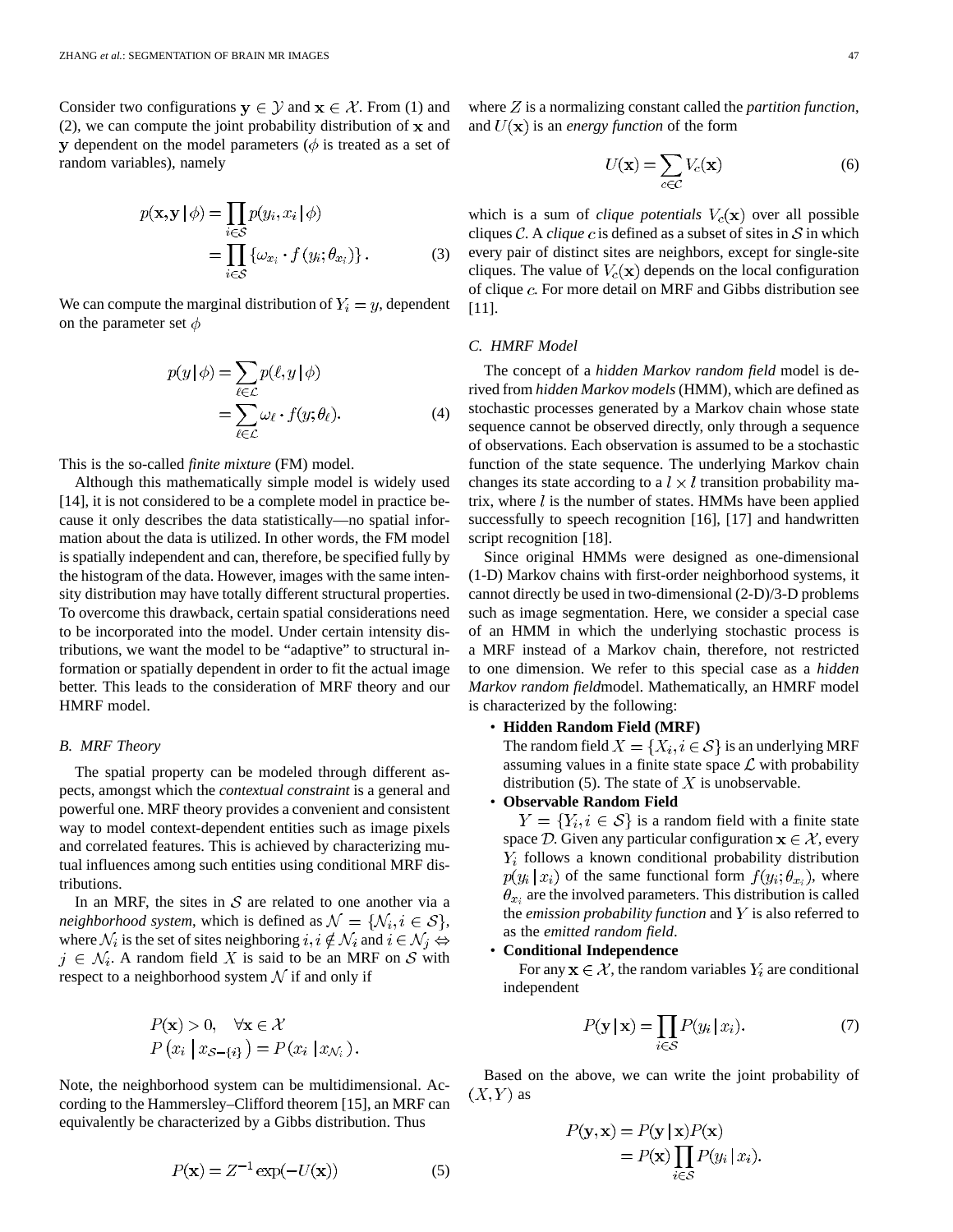Consider two configurations $\mathbf{y} \in \mathcal{Y}$ and $\mathbf{x} \in \mathcal{X}$. From (1) and (2), we can compute the joint probability distribution of $\mathbf{x}$ and $\mathbf{y}$ dependent on the model parameters ($\phi$ is treated as a set of random variables), namely

$$\begin{aligned} p(\mathbf{x}, \mathbf{y} \mid \phi) &= \prod_{i \in \mathcal{S}} p(y_i, x_i \mid \phi) \\ &= \prod_{i \in \mathcal{S}} \left\{ \omega_{x_i} \cdot f(y_i; \theta_{x_i}) \right\}. \end{aligned} \tag{3}$$

We can compute the marginal distribution of $Y_i = y$, dependent on the parameter set $\phi$

$$\begin{aligned} p(y \mid \phi) &= \sum_{\ell \in \mathcal{L}} p(\ell, y \mid \phi) \\ &= \sum_{\ell \in \mathcal{L}} \omega_\ell \cdot f(y; \theta_\ell). \end{aligned} \tag{4}$$

This is the so-called *finite mixture* (FM) model.

Although this mathematically simple model is widely used [14], it is not considered to be a complete model in practice because it only describes the data statistically—no spatial information about the data is utilized. In other words, the FM model is spatially independent and can, therefore, be specified fully by the histogram of the data. However, images with the same intensity distribution may have totally different structural properties. To overcome this drawback, certain spatial considerations need to be incorporated into the model. Under certain intensity distributions, we want the model to be "adaptive" to structural information or spatially dependent in order to fit the actual image better. This leads to the consideration of MRF theory and our HMRF model.

### B. MRF Theory

The spatial property can be modeled through different aspects, amongst which the *contextual constraint* is a general and powerful one. MRF theory provides a convenient and consistent way to model context-dependent entities such as image pixels and correlated features. This is achieved by characterizing mutual influences among such entities using conditional MRF distributions.

In an MRF, the sites in $\mathcal{S}$ are related to one another via a *neighborhood system*, which is defined as $\mathcal{N} = \{\mathcal{N}_i, i \in \mathcal{S}\}$, where $\mathcal{N}_i$ is the set of sites neighboring $i, i \notin \mathcal{N}_i$ and $i \in \mathcal{N}_j \Leftrightarrow j \in \mathcal{N}_i$. A random field $X$ is said to be an MRF on $\mathcal{S}$ with respect to a neighborhood system $\mathcal{N}$ if and only if

$$\begin{aligned} &P(\mathbf{x}) > 0, \quad \forall \mathbf{x} \in \mathcal{X} \\ &P\left(x_i \mid x_{\mathcal{S}-\{i\}}\right) = P\left(x_i \mid x_{\mathcal{N}_i}\right). \end{aligned}$$

Note, the neighborhood system can be multidimensional. According to the Hammersley–Clifford theorem [15], an MRF can equivalently be characterized by a Gibbs distribution. Thus

$$P(\mathbf{x}) = Z^{-1} \exp(-U(\mathbf{x})) \tag{5}$$

where $Z$ is a normalizing constant called the *partition function*, and $U(\mathbf{x})$ is an *energy function* of the form

$$U(\mathbf{x}) = \sum_{c \in \mathcal{C}} V_c(\mathbf{x}) \tag{6}$$

which is a sum of *clique potentials* $V_c(\mathbf{x})$ over all possible cliques $\mathcal{C}$. A *clique* $c$ is defined as a subset of sites in $\mathcal{S}$ in which every pair of distinct sites are neighbors, except for single-site cliques. The value of $V_c(\mathbf{x})$ depends on the local configuration of clique $c$. For more detail on MRF and Gibbs distribution see [11].

### C. HMRF Model

The concept of a *hidden Markov random field* model is derived from *hidden Markov models* (HMM), which are defined as stochastic processes generated by a Markov chain whose state sequence cannot be observed directly, only through a sequence of observations. Each observation is assumed to be a stochastic function of the state sequence. The underlying Markov chain changes its state according to a $l \times l$ transition probability matrix, where $l$ is the number of states. HMMs have been applied successfully to speech recognition [16], [17] and handwritten script recognition [18].

Since original HMMs were designed as one-dimensional (1-D) Markov chains with first-order neighborhood systems, it cannot directly be used in two-dimensional (2-D)/3-D problems such as image segmentation. Here, we consider a special case of an HMM in which the underlying stochastic process is a MRF instead of a Markov chain, therefore, not restricted to one dimension. We refer to this special case as a *hidden Markov random field*model. Mathematically, an HMRF model is characterized by the following:

- **Hidden Random Field (MRF)**
  The random field $X = \{X_i, i \in \mathcal{S}\}$ is an underlying MRF assuming values in a finite state space $\mathcal{L}$ with probability distribution (5). The state of $X$ is unobservable.
- **Observable Random Field**
  $Y = \{Y_i, i \in \mathcal{S}\}$ is a random field with a finite state space $\mathcal{D}$. Given any particular configuration $\mathbf{x} \in \mathcal{X}$, every $Y_i$ follows a known conditional probability distribution $p(y_i \mid x_i)$ of the same functional form $f(y_i; \theta_{x_i})$, where $\theta_{x_i}$ are the involved parameters. This distribution is called the *emission probability function* and $Y$ is also referred to as the *emitted random field*.
- **Conditional Independence**
  For any $\mathbf{x} \in \mathcal{X}$, the random variables $Y_i$ are conditional independent

$$P(\mathbf{y} \mid \mathbf{x}) = \prod_{i \in \mathcal{S}} P(y_i \mid x_i). \tag{7}$$

Based on the above, we can write the joint probability of $(X, Y)$ as

$$\begin{aligned} P(\mathbf{y}, \mathbf{x}) &= P(\mathbf{y} \mid \mathbf{x}) P(\mathbf{x}) \\ &= P(\mathbf{x}) \prod_{i \in \mathcal{S}} P(y_i \mid x_i). \end{aligned}$$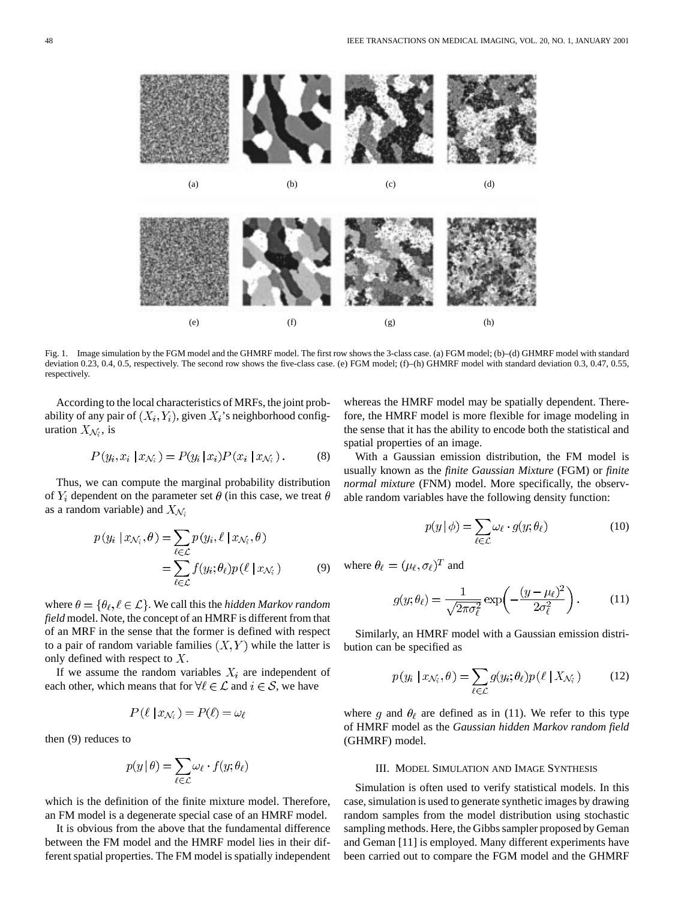Fig. 1. Image simulation by the FGM model and the GHMRF model. The first row shows the 3-class case. (a) FGM model; (b)–(d) GHMRF model with standard deviation 0.23, 0.4, 0.5, respectively. The second row shows the five-class case. (e) FGM model; (f)–(h) GHMRF model with standard deviation 0.3, 0.47, 0.55, respectively.

According to the local characteristics of MRFs, the joint probability of any pair of $(X_i, Y_i)$, given $X_i$'s neighborhood configuration $X_{\mathcal{N}_i}$, is

$$P(y_i, x_i \mid x_{\mathcal{N}_i}) = P(y_i \mid x_i) P(x_i \mid x_{\mathcal{N}_i}). \tag{8}$$

Thus, we can compute the marginal probability distribution of $Y_i$ dependent on the parameter set $\theta$ (in this case, we treat $\theta$ as a random variable) and $X_{\mathcal{N}_i}$

$$\begin{aligned} p(y_i \mid x_{\mathcal{N}_i}, \theta) &= \sum_{\ell \in \mathcal{L}} p(y_i, \ell \mid x_{\mathcal{N}_i}, \theta) \\ &= \sum_{\ell \in \mathcal{L}} f(y_i; \theta_\ell) p(\ell \mid x_{\mathcal{N}_i}) \end{aligned} \tag{9}$$

where $\theta = \{\theta_\ell, \ell \in \mathcal{L}\}$. We call this the *hidden Markov random field* model. Note, the concept of an HMRF is different from that of an MRF in the sense that the former is defined with respect to a pair of random variable families $(X, Y)$ while the latter is only defined with respect to $X$.

If we assume the random variables $X_i$ are independent of each other, which means that for $\forall \ell \in \mathcal{L}$ and $i \in \mathcal{S}$, we have

$$P(\ell \mid x_{\mathcal{N}_i}) = P(\ell) = \omega_\ell$$

then (9) reduces to

$$p(y \mid \theta) = \sum_{\ell \in \mathcal{L}} \omega_\ell \cdot f(y; \theta_\ell)$$

which is the definition of the finite mixture model. Therefore, an FM model is a degenerate special case of an HMRF model.

It is obvious from the above that the fundamental difference between the FM model and the HMRF model lies in their different spatial properties. The FM model is spatially independent whereas the HMRF model may be spatially dependent. Therefore, the HMRF model is more flexible for image modeling in the sense that it has the ability to encode both the statistical and spatial properties of an image.

With a Gaussian emission distribution, the FM model is usually known as the *finite Gaussian Mixture* (FGM) or *finite normal mixture* (FNM) model. More specifically, the observable random variables have the following density function:

$$p(y \mid \phi) = \sum_{\ell \in \mathcal{L}} \omega_\ell \cdot g(y; \theta_\ell) \tag{10}$$

where $\theta_\ell = (\mu_\ell, \sigma_\ell)^T$ and

$$g(y; \theta_\ell) = \frac{1}{\sqrt{2\pi\sigma_\ell^2}} \exp\left(-\frac{(y - \mu_\ell)^2}{2\sigma_\ell^2}\right). \tag{11}$$

Similarly, an HMRF model with a Gaussian emission distribution can be specified as

$$p(y_i \mid x_{\mathcal{N}_i}, \theta) = \sum_{\ell \in \mathcal{L}} g(y_i; \theta_\ell) p(\ell \mid X_{\mathcal{N}_i}) \tag{12}$$

where $g$ and $\theta_\ell$ are defined as in (11). We refer to this type of HMRF model as the *Gaussian hidden Markov random field* (GHMRF) model.

## III. Model Simulation and Image Synthesis

Simulation is often used to verify statistical models. In this case, simulation is used to generate synthetic images by drawing random samples from the model distribution using stochastic sampling methods. Here, the Gibbs sampler proposed by Geman and Geman [11] is employed. Many different experiments have been carried out to compare the FGM model and the GHMRF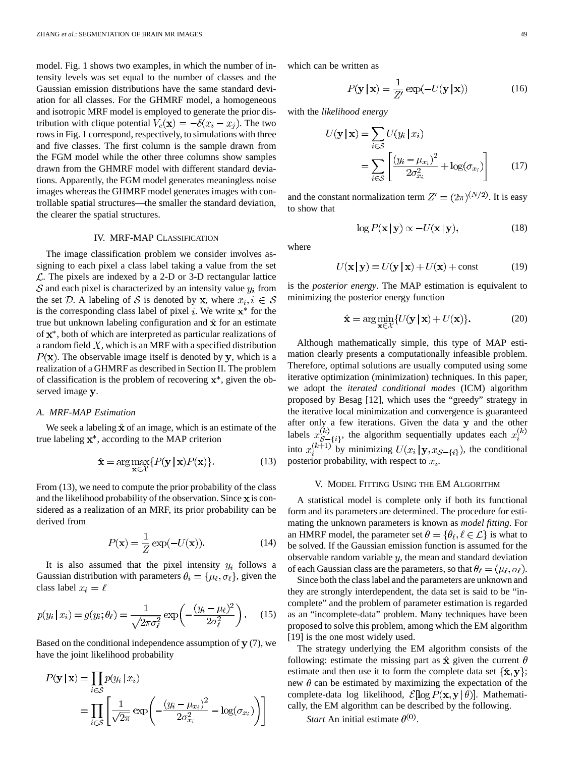model. Fig. 1 shows two examples, in which the number of intensity levels was set equal to the number of classes and the Gaussian emission distributions have the same standard deviation for all classes. For the GHMRF model, a homogeneous and isotropic MRF model is employed to generate the prior distribution with clique potential $V_c(\mathbf{x}) = -\delta(x_i - x_j)$. The two rows in Fig. 1 correspond, respectively, to simulations with three and five classes. The first column is the sample drawn from the FGM model while the other three columns show samples drawn from the GHMRF model with different standard deviations. Apparently, the FGM model generates meaningless noise images whereas the GHMRF model generates images with controllable spatial structures—the smaller the standard deviation, the clearer the spatial structures.

## IV. MRF-MAP Classification

The image classification problem we consider involves assigning to each pixel a class label taking a value from the set $\mathcal{L}$. The pixels are indexed by a 2-D or 3-D rectangular lattice $\mathcal{S}$ and each pixel is characterized by an intensity value $y_i$ from the set $\mathcal{D}$. A labeling of $\mathcal{S}$ is denoted by $\mathbf{x}$, where $x_i, i \in \mathcal{S}$ is the corresponding class label of pixel $i$. We write $\mathbf{x}^*$ for the true but unknown labeling configuration and $\hat{\mathbf{x}}$ for an estimate of $\mathbf{x}^*$, both of which are interpreted as particular realizations of a random field $X$, which is an MRF with a specified distribution $P(\mathbf{x})$. The observable image itself is denoted by $\mathbf{y}$, which is a realization of a GHMRF as described in Section II. The problem of classification is the problem of recovering $\mathbf{x}^*$, given the observed image $\mathbf{y}$.

### A. MRF-MAP Estimation

We seek a labeling $\hat{\mathbf{x}}$ of an image, which is an estimate of the true labeling $\mathbf{x}^*$, according to the MAP criterion

$$\hat{\mathbf{x}} = \arg\max_{\mathbf{x} \in \mathcal{X}} \{P(\mathbf{y} \mid \mathbf{x}) P(\mathbf{x})\}. \tag{13}$$

From (13), we need to compute the prior probability of the class and the likelihood probability of the observation. Since $\mathbf{x}$ is considered as a realization of an MRF, its prior probability can be derived from

$$P(\mathbf{x}) = \frac{1}{Z} \exp(-U(\mathbf{x})). \tag{14}$$

It is also assumed that the pixel intensity $y_i$ follows a Gaussian distribution with parameters $\theta_i = \{\mu_\ell, \sigma_\ell\}$, given the class label $x_i = \ell$

$$p(y_i \mid x_i) = g(y_i; \theta_\ell) = \frac{1}{\sqrt{2\pi\sigma_\ell^2}} \exp\left(-\frac{(y_i - \mu_\ell)^2}{2\sigma_\ell^2}\right). \tag{15}$$

Based on the conditional independence assumption of $\mathbf{y}$ (7), we have the joint likelihood probability

$$P(\mathbf{y} \mid \mathbf{x}) = \prod_{i \in \mathcal{S}} p(y_i \mid x_i) = \prod_{i \in \mathcal{S}} \left[\frac{1}{\sqrt{2\pi}} \exp\left(-\frac{(y_i - \mu_{x_i})^2}{2\sigma_{x_i}^2} - \log(\sigma_{x_i})\right)\right]$$

which can be written as

$$P(\mathbf{y} \mid \mathbf{x}) = \frac{1}{Z'} \exp(-U(\mathbf{y} \mid \mathbf{x})) \tag{16}$$

with the *likelihood energy*

$$U(\mathbf{y} \mid \mathbf{x}) = \sum_{i \in \mathcal{S}} U(y_i \mid x_i) = \sum_{i \in \mathcal{S}} \left[\frac{(y_i - \mu_{x_i})^2}{2\sigma_{x_i}^2} + \log(\sigma_{x_i})\right] \tag{17}$$

and the constant normalization term $Z' = (2\pi)^{(N/2)}$. It is easy to show that

$$\log P(\mathbf{x} \mid \mathbf{y}) \propto -U(\mathbf{x} \mid \mathbf{y}), \tag{18}$$

where

$$U(\mathbf{x} \mid \mathbf{y}) = U(\mathbf{y} \mid \mathbf{x}) + U(\mathbf{x}) + \text{const} \tag{19}$$

is the *posterior energy*. The MAP estimation is equivalent to minimizing the posterior energy function

$$\hat{\mathbf{x}} = \arg\min_{\mathbf{x} \in \mathcal{X}} \{U(\mathbf{y} \mid \mathbf{x}) + U(\mathbf{x})\}. \tag{20}$$

Although mathematically simple, this type of MAP estimation clearly presents a computationally infeasible problem. Therefore, optimal solutions are usually computed using some iterative optimization (minimization) techniques. In this paper, we adopt the *iterated conditional modes* (ICM) algorithm proposed by Besag [12], which uses the "greedy" strategy in the iterative local minimization and convergence is guaranteed after only a few iterations. Given the data $\mathbf{y}$ and the other labels $x_{\mathcal{S}-\{i\}}^{(k)}$, the algorithm sequentially updates each $x_i^{(k)}$ into $x_i^{(k+1)}$ by minimizing $U(x_i \mid \mathbf{y}, x_{\mathcal{S}-\{i\}})$, the conditional posterior probability, with respect to $x_i$.

## V. Model Fitting Using the EM Algorithm

A statistical model is complete only if both its functional form and its parameters are determined. The procedure for estimating the unknown parameters is known as *model fitting*. For an HMRF model, the parameter set $\theta = \{\theta_\ell, \ell \in \mathcal{L}\}$ is what to be solved. If the Gaussian emission function is assumed for the observable random variable $y$, the mean and standard deviation of each Gaussian class are the parameters, so that $\theta_\ell = (\mu_\ell, \sigma_\ell)$.

Since both the class label and the parameters are unknown and they are strongly interdependent, the data set is said to be "incomplete" and the problem of parameter estimation is regarded as an "incomplete-data" problem. Many techniques have been proposed to solve this problem, among which the EM algorithm [19] is the one most widely used.

The strategy underlying the EM algorithm consists of the following: estimate the missing part as $\hat{\mathbf{x}}$ given the current $\theta$ estimate and then use it to form the complete data set $\{\hat{\mathbf{x}}, \mathbf{y}\}$; new $\theta$ can be estimated by maximizing the expectation of the complete-data log likelihood, $\mathcal{E}[\log P(\mathbf{x}, \mathbf{y} \mid \theta)]$. Mathematically, the EM algorithm can be described by the following.

*Start* An initial estimate $\theta^{(0)}$.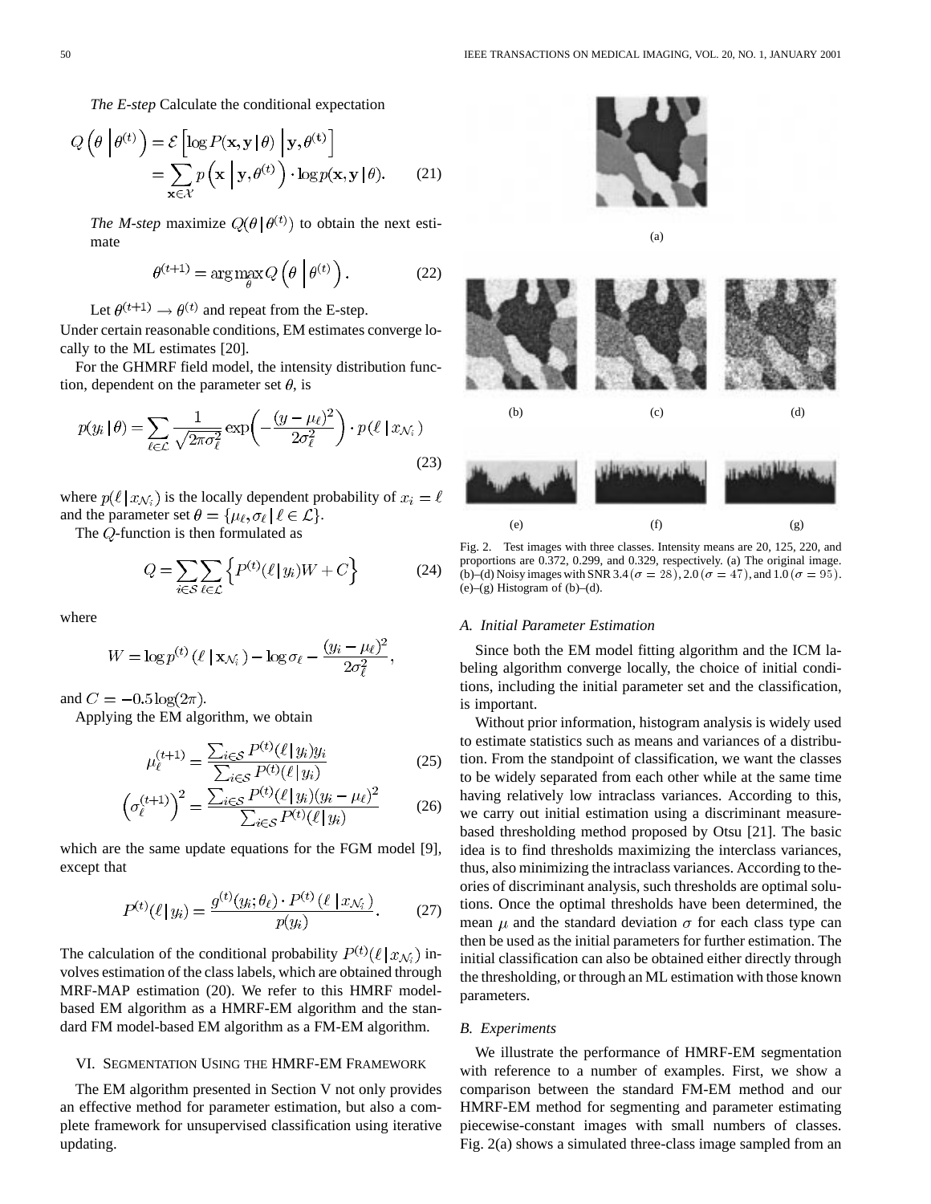*The E-step* Calculate the conditional expectation

$$Q\left(\theta \,\middle|\, \theta^{(t)}\right) = \mathcal{E}\left[\log P(\mathbf{x}, \mathbf{y} \,|\, \theta) \,\middle|\, \mathbf{y}, \theta^{(t)}\right] = \sum_{\mathbf{x} \in \mathcal{X}} p\left(\mathbf{x} \,\middle|\, \mathbf{y}, \theta^{(t)}\right) \cdot \log p(\mathbf{x}, \mathbf{y} \,|\, \theta). \tag{21}$$

*The M-step* maximize $Q(\theta \,|\, \theta^{(t)})$ to obtain the next estimate

$$\theta^{(t+1)} = \arg\max_{\theta} Q\left(\theta \,\middle|\, \theta^{(t)}\right). \tag{22}$$

Let $\theta^{(t+1)} \rightarrow \theta^{(t)}$ and repeat from the E-step.

Under certain reasonable conditions, EM estimates converge locally to the ML estimates [20].

For the GHMRF field model, the intensity distribution function, dependent on the parameter set $\theta$, is

$$p(y_i \,|\, \theta) = \sum_{\ell \in \mathcal{L}} \frac{1}{\sqrt{2\pi\sigma_\ell^2}} \exp\left(-\frac{(y - \mu_\ell)^2}{2\sigma_\ell^2}\right) \cdot p(\ell \,|\, x_{\mathcal{N}_i}) \tag{23}$$

where $p(\ell \,|\, x_{\mathcal{N}_i})$ is the locally dependent probability of $x_i = \ell$ and the parameter set $\theta = \{\mu_\ell, \sigma_\ell \,|\, \ell \in \mathcal{L}\}$.

The $Q$-function is then formulated as

$$Q = \sum_{i \in \mathcal{S}} \sum_{\ell \in \mathcal{L}} \left\{ P^{(t)}(\ell \,|\, y_i) W + C \right\} \tag{24}$$

where

$$W = \log p^{(t)}(\ell \,|\, \mathbf{x}_{\mathcal{N}_i}) - \log \sigma_\ell - \frac{(y_i - \mu_\ell)^2}{2\sigma_\ell^2},$$

and $C = -0.5 \log(2\pi)$.

Applying the EM algorithm, we obtain

$$\mu_\ell^{(t+1)} = \frac{\sum_{i \in \mathcal{S}} P^{(t)}(\ell \,|\, y_i) y_i}{\sum_{i \in \mathcal{S}} P^{(t)}(\ell \,|\, y_i)} \tag{25}$$

$$\left(\sigma_\ell^{(t+1)}\right)^2 = \frac{\sum_{i \in \mathcal{S}} P^{(t)}(\ell \,|\, y_i)(y_i - \mu_\ell)^2}{\sum_{i \in \mathcal{S}} P^{(t)}(\ell \,|\, y_i)} \tag{26}$$

which are the same update equations for the FGM model [9], except that

$$P^{(t)}(\ell \,|\, y_i) = \frac{g^{(t)}(y_i; \theta_\ell) \cdot P^{(t)}(\ell \,|\, x_{\mathcal{N}_i})}{p(y_i)}. \tag{27}$$

The calculation of the conditional probability $P^{(t)}(\ell \,|\, x_{\mathcal{N}_i})$ involves estimation of the class labels, which are obtained through MRF-MAP estimation (20). We refer to this HMRF model-based EM algorithm as a HMRF-EM algorithm and the standard FM model-based EM algorithm as a FM-EM algorithm.

## VI. Segmentation Using the HMRF-EM Framework

The EM algorithm presented in Section V not only provides an effective method for parameter estimation, but also a complete framework for unsupervised classification using iterative updating.

Fig. 2. Test images with three classes. Intensity means are 20, 125, 220, and proportions are 0.372, 0.299, and 0.329, respectively. (a) The original image. (b)–(d) Noisy images with SNR 3.4 ($\sigma = 28$), 2.0 ($\sigma = 47$), and 1.0 ($\sigma = 95$). (e)–(g) Histogram of (b)–(d).

### A. Initial Parameter Estimation

Since both the EM model fitting algorithm and the ICM labeling algorithm converge locally, the choice of initial conditions, including the initial parameter set and the classification, is important.

Without prior information, histogram analysis is widely used to estimate statistics such as means and variances of a distribution. From the standpoint of classification, we want the classes to be widely separated from each other while at the same time having relatively low intraclass variances. According to this, we carry out initial estimation using a discriminant measure-based thresholding method proposed by Otsu [21]. The basic idea is to find thresholds maximizing the interclass variances, thus, also minimizing the intraclass variances. According to theories of discriminant analysis, such thresholds are optimal solutions. Once the optimal thresholds have been determined, the mean $\mu$ and the standard deviation $\sigma$ for each class type can then be used as the initial parameters for further estimation. The initial classification can also be obtained either directly through the thresholding, or through an ML estimation with those known parameters.

### B. Experiments

We illustrate the performance of HMRF-EM segmentation with reference to a number of examples. First, we show a comparison between the standard FM-EM method and our HMRF-EM method for segmenting and parameter estimating piecewise-constant images with small numbers of classes. Fig. 2(a) shows a simulated three-class image sampled from an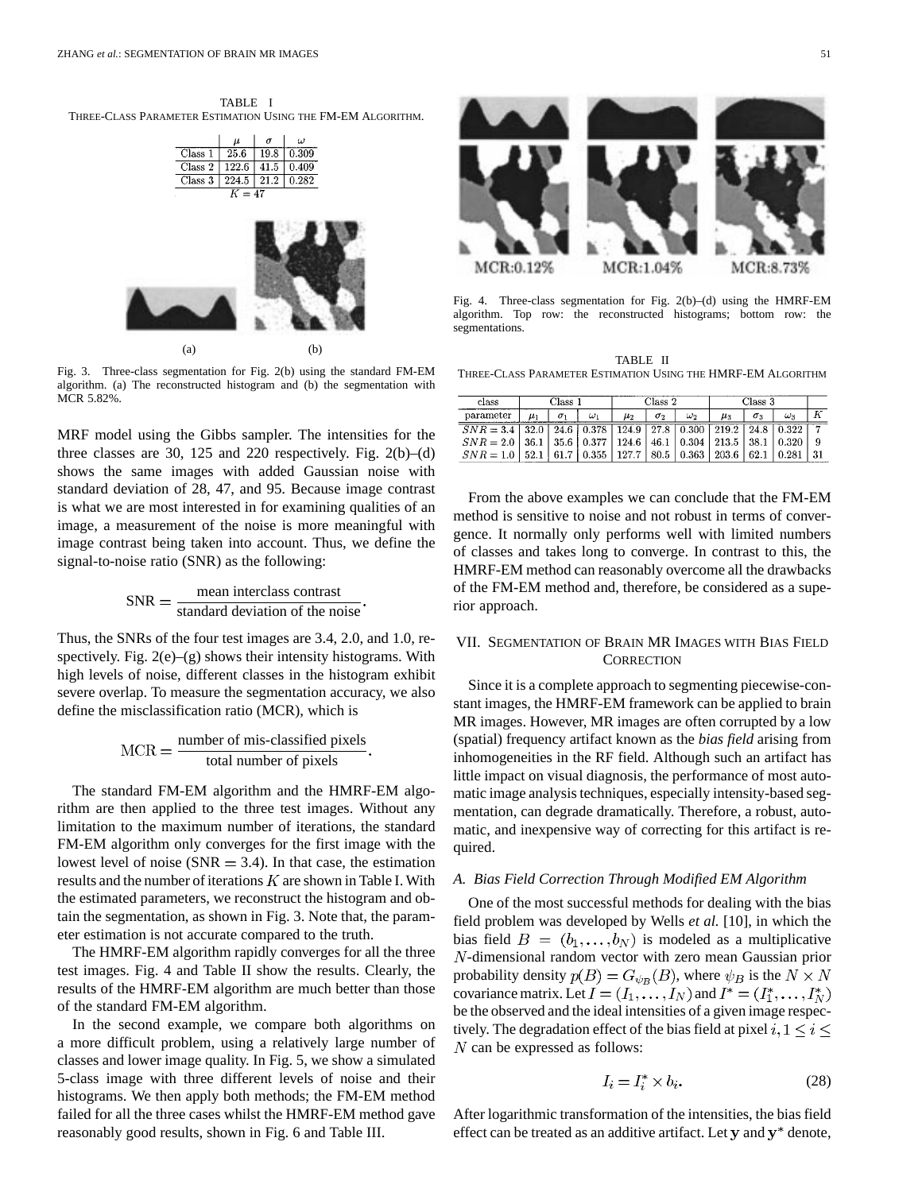TABLE I
THREE-CLASS PARAMETER ESTIMATION USING THE FM-EM ALGORITHM.

| | $\mu$ | $\sigma$ | $\omega$ |
|---|---|---|---|
| Class 1 | 25.6 | 19.8 | 0.309 |
| Class 2 | 122.6 | 41.5 | 0.409 |
| Class 3 | 224.5 | 21.2 | 0.282 |

$K = 47$

(a) (b)

Fig. 3. Three-class segmentation for Fig. 2(b) using the standard FM-EM algorithm. (a) The reconstructed histogram and (b) the segmentation with MCR 5.82%.

MRF model using the Gibbs sampler. The intensities for the three classes are 30, 125 and 220 respectively. Fig. 2(b)–(d) shows the same images with added Gaussian noise with standard deviation of 28, 47, and 95. Because image contrast is what we are most interested in for examining qualities of an image, a measurement of the noise is more meaningful with image contrast being taken into account. Thus, we define the signal-to-noise ratio (SNR) as the following:

$$\text{SNR} = \frac{\text{mean interclass contrast}}{\text{standard deviation of the noise}}.$$

Thus, the SNRs of the four test images are 3.4, 2.0, and 1.0, respectively. Fig. 2(e)–(g) shows their intensity histograms. With high levels of noise, different classes in the histogram exhibit severe overlap. To measure the segmentation accuracy, we also define the misclassification ratio (MCR), which is

$$\text{MCR} = \frac{\text{number of mis-classified pixels}}{\text{total number of pixels}}.$$

The standard FM-EM algorithm and the HMRF-EM algorithm are then applied to the three test images. Without any limitation to the maximum number of iterations, the standard FM-EM algorithm only converges for the first image with the lowest level of noise (SNR $= 3.4$). In that case, the estimation results and the number of iterations $K$ are shown in Table I. With the estimated parameters, we reconstruct the histogram and obtain the segmentation, as shown in Fig. 3. Note that, the parameter estimation is not accurate compared to the truth.

The HMRF-EM algorithm rapidly converges for all the three test images. Fig. 4 and Table II show the results. Clearly, the results of the HMRF-EM algorithm are much better than those of the standard FM-EM algorithm.

In the second example, we compare both algorithms on a more difficult problem, using a relatively large number of classes and lower image quality. In Fig. 5, we show a simulated 5-class image with three different levels of noise and their histograms. We then apply both methods; the FM-EM method failed for all the three cases whilst the HMRF-EM method gave reasonably good results, shown in Fig. 6 and Table III.

MCR:0.12% MCR:1.04% MCR:8.73%

Fig. 4. Three-class segmentation for Fig. 2(b)–(d) using the HMRF-EM algorithm. Top row: the reconstructed histograms; bottom row: the segmentations.

TABLE II
THREE-CLASS PARAMETER ESTIMATION USING THE HMRF-EM ALGORITHM

| class | Class 1 | | | Class 2 | | | Class 3 | | | |
|---|---|---|---|---|---|---|---|---|---|---|
| parameter | $\mu_1$ | $\sigma_1$ | $\omega_1$ | $\mu_2$ | $\sigma_2$ | $\omega_2$ | $\mu_3$ | $\sigma_3$ | $\omega_3$ | $K$ |
| $SNR = 3.4$ | 32.0 | 24.6 | 0.378 | 124.9 | 27.8 | 0.300 | 219.2 | 24.8 | 0.322 | 7 |
| $SNR = 2.0$ | 36.1 | 35.6 | 0.377 | 124.6 | 46.1 | 0.304 | 213.5 | 38.1 | 0.320 | 9 |
| $SNR = 1.0$ | 52.1 | 61.7 | 0.355 | 127.7 | 80.5 | 0.363 | 203.6 | 62.1 | 0.281 | 31 |

From the above examples we can conclude that the FM-EM method is sensitive to noise and not robust in terms of convergence. It normally only performs well with limited numbers of classes and takes long to converge. In contrast to this, the HMRF-EM method can reasonably overcome all the drawbacks of the FM-EM method and, therefore, be considered as a superior approach.

## VII. Segmentation of Brain MR Images with Bias Field Correction

Since it is a complete approach to segmenting piecewise-constant images, the HMRF-EM framework can be applied to brain MR images. However, MR images are often corrupted by a low (spatial) frequency artifact known as the *bias field* arising from inhomogeneities in the RF field. Although such an artifact has little impact on visual diagnosis, the performance of most automatic image analysis techniques, especially intensity-based segmentation, can degrade dramatically. Therefore, a robust, automatic, and inexpensive way of correcting for this artifact is required.

### A. Bias Field Correction Through Modified EM Algorithm

One of the most successful methods for dealing with the bias field problem was developed by Wells *et al.* [10], in which the bias field $B = (b_1, \ldots, b_N)$ is modeled as a multiplicative $N$-dimensional random vector with zero mean Gaussian prior probability density $p(B) = G_{\psi_B}(B)$, where $\psi_B$ is the $N \times N$ covariance matrix. Let $I = (I_1, \ldots, I_N)$ and $I^* = (I_1^*, \ldots, I_N^*)$ be the observed and the ideal intensities of a given image respectively. The degradation effect of the bias field at pixel $i, 1 \leq i \leq N$ can be expressed as follows:

$$I_i = I_i^* \times b_i. \tag{28}$$

After logarithmic transformation of the intensities, the bias field effect can be treated as an additive artifact. Let $\mathbf{y}$ and $\mathbf{y}^*$ denote,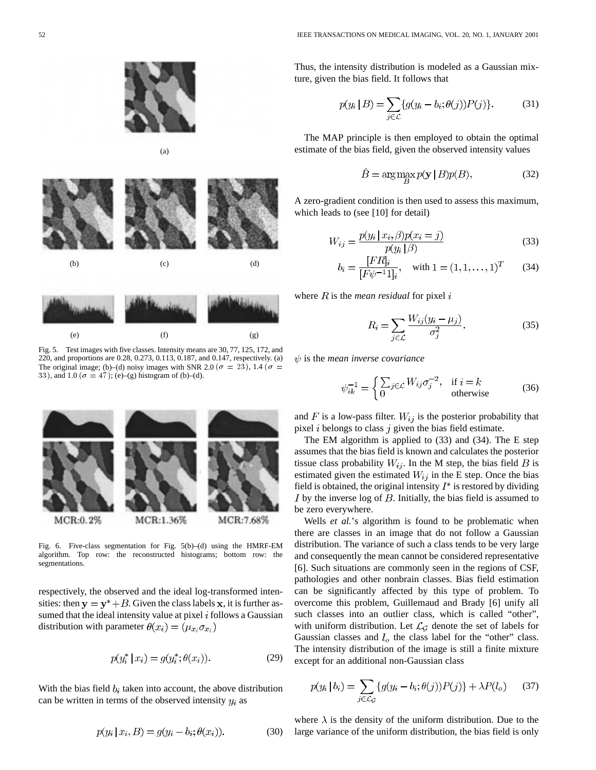Fig. 5. Test images with five classes. Intensity means are 30, 77, 125, 172, and 220, and proportions are 0.28, 0.273, 0.113, 0.187, and 0.147, respectively. (a) The original image; (b)–(d) noisy images with SNR 2.0 ($\sigma = 23$), 1.4 ($\sigma = 33$), and 1.0 ($\sigma = 47$); (e)–(g) histogram of (b)–(d).

MCR:0.2% MCR:1.36% MCR:7.68%

Fig. 6. Five-class segmentation for Fig. 5(b)–(d) using the HMRF-EM algorithm. Top row: the reconstructed histograms; bottom row: the segmentations.

respectively, the observed and the ideal log-transformed intensities: then $\mathbf{y} = \mathbf{y}^* + B$. Given the class labels $\mathbf{x}$, it is further assumed that the ideal intensity value at pixel $i$ follows a Gaussian distribution with parameter $\theta(x_i) = (\mu_{x_i} \sigma_{x_i})$

$$p(y_i^* \mid x_i) = g(y_i^*; \theta(x_i)). \tag{29}$$

With the bias field $b_i$ taken into account, the above distribution can be written in terms of the observed intensity $y_i$ as

$$p(y_i \mid x_i, B) = g(y_i - b_i; \theta(x_i)). \tag{30}$$

Thus, the intensity distribution is modeled as a Gaussian mixture, given the bias field. It follows that

$$p(y_i \mid B) = \sum_{j \in \mathcal{L}} \{g(y_i - b_i; \theta(j)) P(j)\}. \tag{31}$$

The MAP principle is then employed to obtain the optimal estimate of the bias field, given the observed intensity values

$$\hat{B} = \arg\max_{B} p(\mathbf{y} \mid B) p(B), \tag{32}$$

A zero-gradient condition is then used to assess this maximum, which leads to (see [10] for detail)

$$W_{ij} = \frac{p(y_i \mid x_i, \beta) p(x_i = j)}{p(y_i \mid \beta)} \tag{33}$$

$$b_i = \frac{[FR]_i}{[F\psi^{-1} \mathbf{1}]_i}, \quad \text{with } \mathbf{1} = (1, 1, \ldots, 1)^T \tag{34}$$

where $R$ is the *mean residual* for pixel $i$

$$R_i = \sum_{j \in \mathcal{L}} \frac{W_{ij}(y_i - \mu_j)}{\sigma_j^2}. \tag{35}$$

$\psi$ is the *mean inverse covariance*

$$\psi_{ik}^{-1} = \begin{cases} \sum_{j \in \mathcal{L}} W_{ij} \sigma_j^{-2}, & \text{if } i = k \\ 0 & \text{otherwise} \end{cases} \tag{36}$$

and $F$ is a low-pass filter. $W_{ij}$ is the posterior probability that pixel $i$ belongs to class $j$ given the bias field estimate.

The EM algorithm is applied to (33) and (34). The E step assumes that the bias field is known and calculates the posterior tissue class probability $W_{ij}$. In the M step, the bias field $B$ is estimated given the estimated $W_{ij}$ in the E step. Once the bias field is obtained, the original intensity $I^*$ is restored by dividing $I$ by the inverse log of $B$. Initially, the bias field is assumed to be zero everywhere.

Wells *et al.*'s algorithm is found to be problematic when there are classes in an image that do not follow a Gaussian distribution. The variance of such a class tends to be very large and consequently the mean cannot be considered representative [6]. Such situations are commonly seen in the regions of CSF, pathologies and other nonbrain classes. Bias field estimation can be significantly affected by this type of problem. To overcome this problem, Guillemaud and Brady [6] unify all such classes into an outlier class, which is called "other", with uniform distribution. Let $\mathcal{L}_{\mathcal{G}}$ denote the set of labels for Gaussian classes and $l_o$ the class label for the "other" class. The intensity distribution of the image is still a finite mixture except for an additional non-Gaussian class

$$p(y_i \mid b_i) = \sum_{j \in \mathcal{L}_{\mathcal{G}}} \{g(y_i - b_i; \theta(j)) P(j)\} + \lambda P(l_o) \tag{37}$$

where $\lambda$ is the density of the uniform distribution. Due to the large variance of the uniform distribution, the bias field is only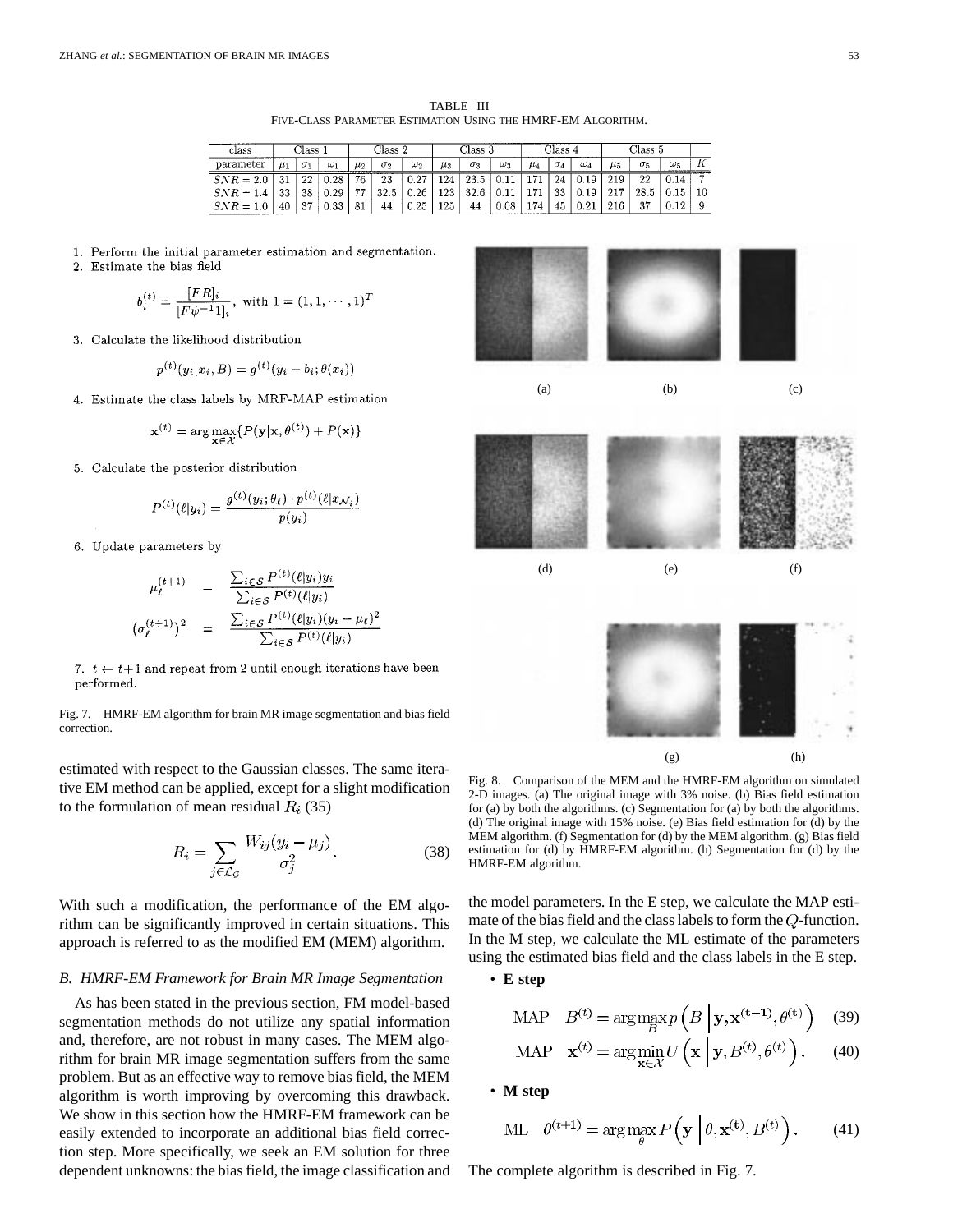TABLE III
FIVE-CLASS PARAMETER ESTIMATION USING THE HMRF-EM ALGORITHM.

| class | Class 1 | | | Class 2 | | | Class 3 | | | Class 4 | | | Class 5 | | | |
|---|---|---|---|---|---|---|---|---|---|---|---|---|---|---|---|---|
| parameter | $\mu_1$ | $\sigma_1$ | $\omega_1$ | $\mu_2$ | $\sigma_2$ | $\omega_2$ | $\mu_3$ | $\sigma_3$ | $\omega_3$ | $\mu_4$ | $\sigma_4$ | $\omega_4$ | $\mu_5$ | $\sigma_5$ | $\omega_5$ | $K$ |
| $SNR = 2.0$ | 31 | 22 | 0.28 | 76 | 23 | 0.27 | 124 | 23.5 | 0.11 | 171 | 24 | 0.19 | 219 | 22 | 0.14 | 7 |
| $SNR = 1.4$ | 33 | 38 | 0.29 | 77 | 32.5 | 0.26 | 123 | 32.6 | 0.11 | 171 | 33 | 0.19 | 217 | 28.5 | 0.15 | 10 |
| $SNR = 1.0$ | 40 | 37 | 0.33 | 81 | 44 | 0.25 | 125 | 44 | 0.08 | 174 | 45 | 0.21 | 216 | 37 | 0.12 | 9 |

1. Perform the initial parameter estimation and segmentation.
2. Estimate the bias field

$$b_i^{(t)} = \frac{[FR]_i}{[F\psi^{-1}1]_i}, \text{ with } 1 = (1, 1, \cdots, 1)^T$$

3. Calculate the likelihood distribution

$$p^{(t)}(y_i|x_i, B) = g^{(t)}(y_i - b_i; \theta(x_i))$$

4. Estimate the class labels by MRF-MAP estimation

$$\mathbf{x}^{(t)} = \arg\max_{\mathbf{x}\in\mathcal{X}} \{P(\mathbf{y}|\mathbf{x}, \theta^{(t)}) + P(\mathbf{x})\}$$

5. Calculate the posterior distribution

$$P^{(t)}(\ell|y_i) = \frac{g^{(t)}(y_i; \theta_\ell) \cdot p^{(t)}(\ell|x_{\mathcal{N}_i})}{p(y_i)}$$

6. Update parameters by

$$\mu_\ell^{(t+1)} = \frac{\sum_{i\in\mathcal{S}} P^{(t)}(\ell|y_i) y_i}{\sum_{i\in\mathcal{S}} P^{(t)}(\ell|y_i)}$$

$$(\sigma_\ell^{(t+1)})^2 = \frac{\sum_{i\in\mathcal{S}} P^{(t)}(\ell|y_i)(y_i - \mu_\ell)^2}{\sum_{i\in\mathcal{S}} P^{(t)}(\ell|y_i)}$$

7. $t \leftarrow t+1$ and repeat from 2 until enough iterations have been performed.

Fig. 7. HMRF-EM algorithm for brain MR image segmentation and bias field correction.

Fig. 8. Comparison of the MEM and the HMRF-EM algorithm on simulated 2-D images. (a) The original image with 3% noise. (b) Bias field estimation for (a) by both the algorithms. (c) Segmentation for (a) by both the algorithms. (d) The original image with 15% noise. (e) Bias field estimation for (d) by the MEM algorithm. (f) Segmentation for (d) by the MEM algorithm. (g) Bias field estimation for (d) by HMRF-EM algorithm. (h) Segmentation for (d) by the HMRF-EM algorithm.

estimated with respect to the Gaussian classes. The same iterative EM method can be applied, except for a slight modification to the formulation of mean residual $R_i$ (35)

$$R_i = \sum_{j\in\mathcal{L}_G} \frac{W_{ij}(y_i - \mu_j)}{\sigma_j^2}. \tag{38}$$

With such a modification, the performance of the EM algorithm can be significantly improved in certain situations. This approach is referred to as the modified EM (MEM) algorithm.

### B. HMRF-EM Framework for Brain MR Image Segmentation

As has been stated in the previous section, FM model-based segmentation methods do not utilize any spatial information and, therefore, are not robust in many cases. The MEM algorithm for brain MR image segmentation suffers from the same problem. But as an effective way to remove bias field, the MEM algorithm is worth improving by overcoming this drawback. We show in this section how the HMRF-EM framework can be easily extended to incorporate an additional bias field correction step. More specifically, we seek an EM solution for three dependent unknowns: the bias field, the image classification and the model parameters. In the E step, we calculate the MAP estimate of the bias field and the class labels to form the $Q$-function. In the M step, we calculate the ML estimate of the parameters using the estimated bias field and the class labels in the E step.

- **E step**

$$\text{MAP} \quad B^{(t)} = \arg\max_B p\left(B \,\middle|\, \mathbf{y}, \mathbf{x}^{(t-1)}, \theta^{(t)}\right) \tag{39}$$

$$\text{MAP} \quad \mathbf{x}^{(t)} = \arg\min_{\mathbf{x}\in\mathcal{X}} U\left(\mathbf{x} \,\middle|\, \mathbf{y}, B^{(t)}, \theta^{(t)}\right). \tag{40}$$

- **M step**

$$\text{ML} \quad \theta^{(t+1)} = \arg\max_\theta P\left(\mathbf{y} \,\middle|\, \theta, \mathbf{x}^{(t)}, B^{(t)}\right). \tag{41}$$

The complete algorithm is described in Fig. 7.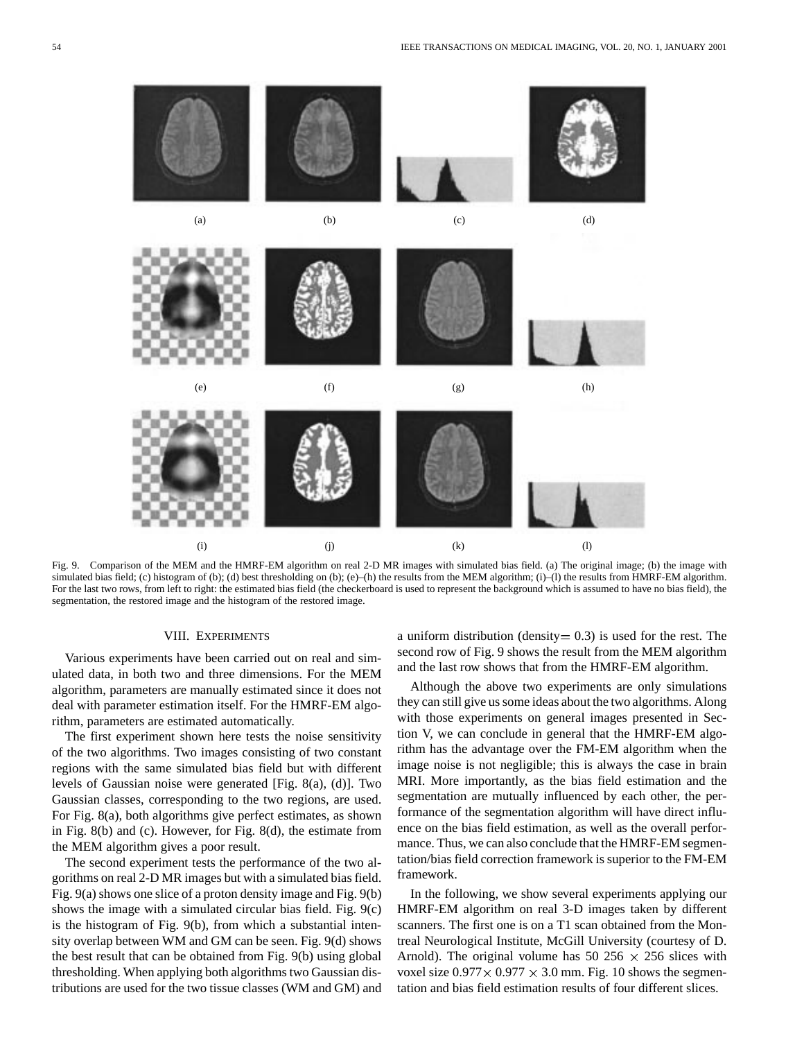Fig. 9. Comparison of the MEM and the HMRF-EM algorithm on real 2-D MR images with simulated bias field. (a) The original image; (b) the image with simulated bias field; (c) histogram of (b); (d) best thresholding on (b); (e)–(h) the results from the MEM algorithm; (i)–(l) the results from HMRF-EM algorithm. For the last two rows, from left to right: the estimated bias field (the checkerboard is used to represent the background which is assumed to have no bias field), the segmentation, the restored image and the histogram of the restored image.

## VIII. Experiments

Various experiments have been carried out on real and simulated data, in both two and three dimensions. For the MEM algorithm, parameters are manually estimated since it does not deal with parameter estimation itself. For the HMRF-EM algorithm, parameters are estimated automatically.

The first experiment shown here tests the noise sensitivity of the two algorithms. Two images consisting of two constant regions with the same simulated bias field but with different levels of Gaussian noise were generated [Fig. 8(a), (d)]. Two Gaussian classes, corresponding to the two regions, are used. For Fig. 8(a), both algorithms give perfect estimates, as shown in Fig. 8(b) and (c). However, for Fig. 8(d), the estimate from the MEM algorithm gives a poor result.

The second experiment tests the performance of the two algorithms on real 2-D MR images but with a simulated bias field. Fig. 9(a) shows one slice of a proton density image and Fig. 9(b) shows the image with a simulated circular bias field. Fig. 9(c) is the histogram of Fig. 9(b), from which a substantial intensity overlap between WM and GM can be seen. Fig. 9(d) shows the best result that can be obtained from Fig. 9(b) using global thresholding. When applying both algorithms two Gaussian distributions are used for the two tissue classes (WM and GM) and a uniform distribution (density$=$ 0.3) is used for the rest. The second row of Fig. 9 shows the result from the MEM algorithm and the last row shows that from the HMRF-EM algorithm.

Although the above two experiments are only simulations they can still give us some ideas about the two algorithms. Along with those experiments on general images presented in Section V, we can conclude in general that the HMRF-EM algorithm has the advantage over the FM-EM algorithm when the image noise is not negligible; this is always the case in brain MRI. More importantly, as the bias field estimation and the segmentation are mutually influenced by each other, the performance of the segmentation algorithm will have direct influence on the bias field estimation, as well as the overall performance. Thus, we can also conclude that the HMRF-EM segmentation/bias field correction framework is superior to the FM-EM framework.

In the following, we show several experiments applying our HMRF-EM algorithm on real 3-D images taken by different scanners. The first one is on a T1 scan obtained from the Montreal Neurological Institute, McGill University (courtesy of D. Arnold). The original volume has 50 $256 \times 256$ slices with voxel size $0.977 \times 0.977 \times 3.0$ mm. Fig. 10 shows the segmentation and bias field estimation results of four different slices.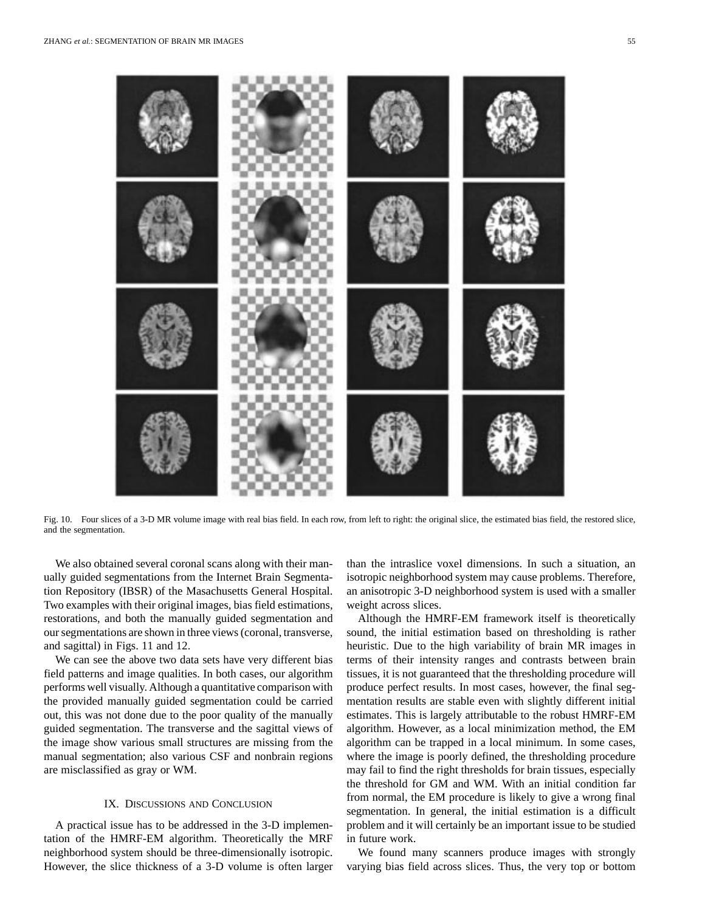Fig. 10. Four slices of a 3-D MR volume image with real bias field. In each row, from left to right: the original slice, the estimated bias field, the restored slice, and the segmentation.

We also obtained several coronal scans along with their manually guided segmentations from the Internet Brain Segmentation Repository (IBSR) of the Massachusetts General Hospital. Two examples with their original images, bias field estimations, restorations, and both the manually guided segmentation and our segmentations are shown in three views (coronal, transverse, and sagittal) in Figs. 11 and 12.

We can see the above two data sets have very different bias field patterns and image qualities. In both cases, our algorithm performs well visually. Although a quantitative comparison with the provided manually guided segmentation could be carried out, this was not done due to the poor quality of the manually guided segmentation. The transverse and the sagittal views of the image show various small structures are missing from the manual segmentation; also various CSF and nonbrain regions are misclassified as gray or WM.

## IX. Discussions and Conclusion

A practical issue has to be addressed in the 3-D implementation of the HMRF-EM algorithm. Theoretically the MRF neighborhood system should be three-dimensionally isotropic. However, the slice thickness of a 3-D volume is often larger than the intraslice voxel dimensions. In such a situation, an isotropic neighborhood system may cause problems. Therefore, an anisotropic 3-D neighborhood system is used with a smaller weight across slices.

Although the HMRF-EM framework itself is theoretically sound, the initial estimation based on thresholding is rather heuristic. Due to the high variability of brain MR images in terms of their intensity ranges and contrasts between brain tissues, it is not guaranteed that the thresholding procedure will produce perfect results. In most cases, however, the final segmentation results are stable even with slightly different initial estimates. This is largely attributable to the robust HMRF-EM algorithm. However, as a local minimization method, the EM algorithm can be trapped in a local minimum. In some cases, where the image is poorly defined, the thresholding procedure may fail to find the right thresholds for brain tissues, especially the threshold for GM and WM. With an initial condition far from normal, the EM procedure is likely to give a wrong final segmentation. In general, the initial estimation is a difficult problem and it will certainly be an important issue to be studied in future work.

We found many scanners produce images with strongly varying bias field across slices. Thus, the very top or bottom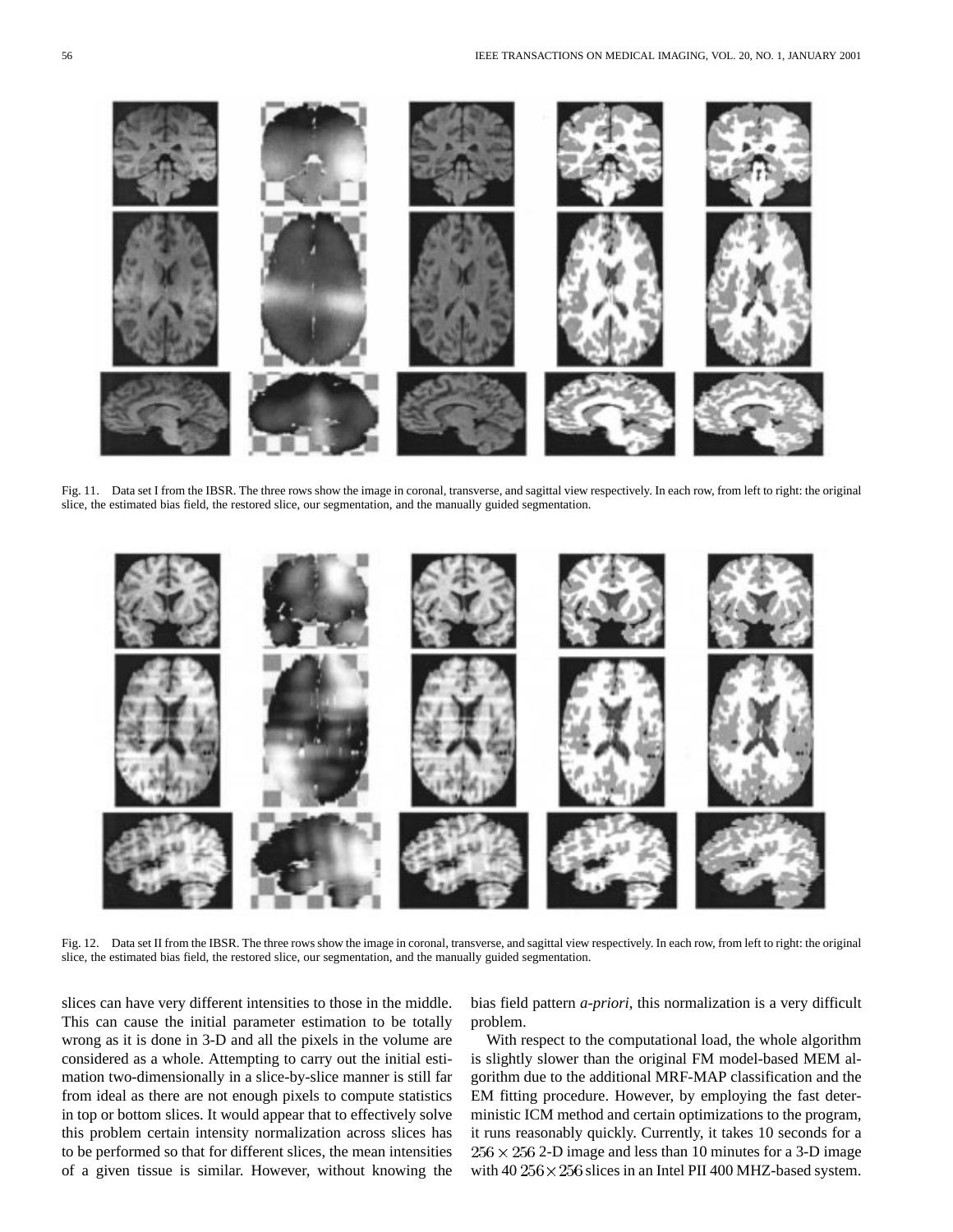Fig. 11. Data set I from the IBSR. The three rows show the image in coronal, transverse, and sagittal view respectively. In each row, from left to right: the original slice, the estimated bias field, the restored slice, our segmentation, and the manually guided segmentation.

Fig. 12. Data set II from the IBSR. The three rows show the image in coronal, transverse, and sagittal view respectively. In each row, from left to right: the original slice, the estimated bias field, the restored slice, our segmentation, and the manually guided segmentation.

slices can have very different intensities to those in the middle. This can cause the initial parameter estimation to be totally wrong as it is done in 3-D and all the pixels in the volume are considered as a whole. Attempting to carry out the initial estimation two-dimensionally in a slice-by-slice manner is still far from ideal as there are not enough pixels to compute statistics in top or bottom slices. It would appear that to effectively solve this problem certain intensity normalization across slices has to be performed so that for different slices, the mean intensities of a given tissue is similar. However, without knowing the bias field pattern *a-priori*, this normalization is a very difficult problem.

With respect to the computational load, the whole algorithm is slightly slower than the original FM model-based MEM algorithm due to the additional MRF-MAP classification and the EM fitting procedure. However, by employing the fast deterministic ICM method and certain optimizations to the program, it runs reasonably quickly. Currently, it takes 10 seconds for a $256 \times 256$ 2-D image and less than 10 minutes for a 3-D image with 40 $256 \times 256$ slices in an Intel PII 400 MHZ-based system.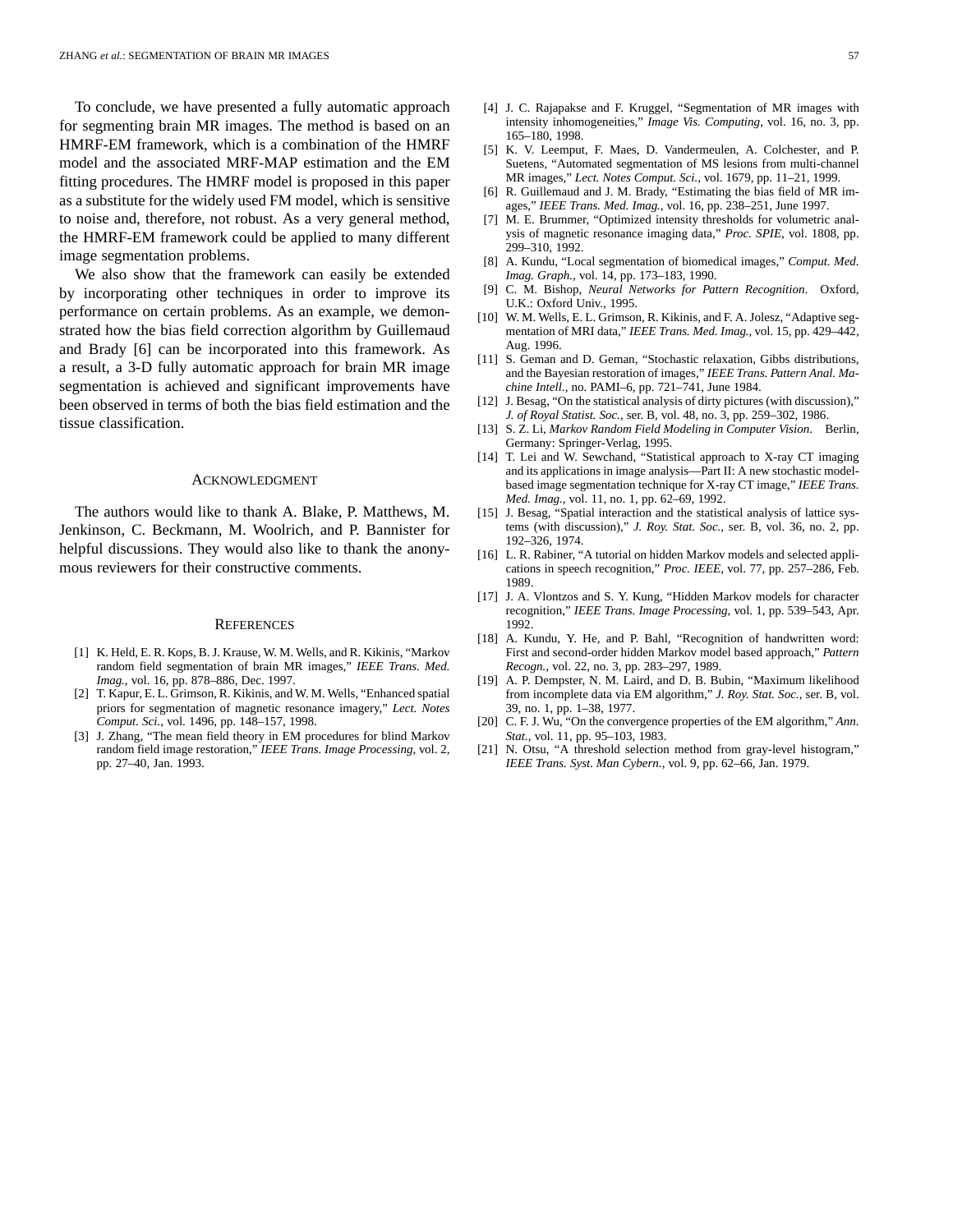To conclude, we have presented a fully automatic approach for segmenting brain MR images. The method is based on an HMRF-EM framework, which is a combination of the HMRF model and the associated MRF-MAP estimation and the EM fitting procedures. The HMRF model is proposed in this paper as a substitute for the widely used FM model, which is sensitive to noise and, therefore, not robust. As a very general method, the HMRF-EM framework could be applied to many different image segmentation problems.

We also show that the framework can easily be extended by incorporating other techniques in order to improve its performance on certain problems. As an example, we demonstrated how the bias field correction algorithm by Guillemaud and Brady [6] can be incorporated into this framework. As a result, a 3-D fully automatic approach for brain MR image segmentation is achieved and significant improvements have been observed in terms of both the bias field estimation and the tissue classification.

## Acknowledgment

The authors would like to thank A. Blake, P. Matthews, M. Jenkinson, C. Beckmann, M. Woolrich, and P. Bannister for helpful discussions. They would also like to thank the anonymous reviewers for their constructive comments.

## References

[1] K. Held, E. R. Kops, B. J. Krause, W. M. Wells, and R. Kikinis, "Markov random field segmentation of brain MR images," *IEEE Trans. Med. Imag.*, vol. 16, pp. 878–886, Dec. 1997.

[2] T. Kapur, E. L. Grimson, R. Kikinis, and W. M. Wells, "Enhanced spatial priors for segmentation of magnetic resonance imagery," *Lect. Notes Comput. Sci.*, vol. 1496, pp. 148–157, 1998.

[3] J. Zhang, "The mean field theory in EM procedures for blind Markov random field image restoration," *IEEE Trans. Image Processing*, vol. 2, pp. 27–40, Jan. 1993.

[4] J. C. Rajapakse and F. Kruggel, "Segmentation of MR images with intensity inhomogeneities," *Image Vis. Computing*, vol. 16, no. 3, pp. 165–180, 1998.

[5] K. V. Leemput, F. Maes, D. Vandermeulen, A. Colchester, and P. Suetens, "Automated segmentation of MS lesions from multi-channel MR images," *Lect. Notes Comput. Sci.*, vol. 1679, pp. 11–21, 1999.

[6] R. Guillemaud and J. M. Brady, "Estimating the bias field of MR images," *IEEE Trans. Med. Imag.*, vol. 16, pp. 238–251, June 1997.

[7] M. E. Brummer, "Optimized intensity thresholds for volumetric analysis of magnetic resonance imaging data," *Proc. SPIE*, vol. 1808, pp. 299–310, 1992.

[8] A. Kundu, "Local segmentation of biomedical images," *Comput. Med. Imag. Graph.*, vol. 14, pp. 173–183, 1990.

[9] C. M. Bishop, *Neural Networks for Pattern Recognition*. Oxford, U.K.: Oxford Univ., 1995.

[10] W. M. Wells, E. L. Grimson, R. Kikinis, and F. A. Jolesz, "Adaptive segmentation of MRI data," *IEEE Trans. Med. Imag.*, vol. 15, pp. 429–442, Aug. 1996.

[11] S. Geman and D. Geman, "Stochastic relaxation, Gibbs distributions, and the Bayesian restoration of images," *IEEE Trans. Pattern Anal. Machine Intell.*, no. PAMI–6, pp. 721–741, June 1984.

[12] J. Besag, "On the statistical analysis of dirty pictures (with discussion)," *J. of Royal Statist. Soc.*, ser. B, vol. 48, no. 3, pp. 259–302, 1986.

[13] S. Z. Li, *Markov Random Field Modeling in Computer Vision*. Berlin, Germany: Springer-Verlag, 1995.

[14] T. Lei and W. Sewchand, "Statistical approach to X-ray CT imaging and its applications in image analysis—Part II: A new stochastic model-based image segmentation technique for X-ray CT image," *IEEE Trans. Med. Imag.*, vol. 11, no. 1, pp. 62–69, 1992.

[15] J. Besag, "Spatial interaction and the statistical analysis of lattice systems (with discussion)," *J. Roy. Stat. Soc.*, ser. B, vol. 36, no. 2, pp. 192–326, 1974.

[16] L. R. Rabiner, "A tutorial on hidden Markov models and selected applications in speech recognition," *Proc. IEEE*, vol. 77, pp. 257–286, Feb. 1989.

[17] J. A. Vlontzos and S. Y. Kung, "Hidden Markov models for character recognition," *IEEE Trans. Image Processing*, vol. 1, pp. 539–543, Apr. 1992.

[18] A. Kundu, Y. He, and P. Bahl, "Recognition of handwritten word: First and second-order hidden Markov model based approach," *Pattern Recogn.*, vol. 22, no. 3, pp. 283–297, 1989.

[19] A. P. Dempster, N. M. Laird, and D. B. Bubin, "Maximum likelihood from incomplete data via EM algorithm," *J. Roy. Stat. Soc.*, ser. B, vol. 39, no. 1, pp. 1–38, 1977.

[20] C. F. J. Wu, "On the convergence properties of the EM algorithm," *Ann. Stat.*, vol. 11, pp. 95–103, 1983.

[21] N. Otsu, "A threshold selection method from gray-level histogram," *IEEE Trans. Syst. Man Cybern.*, vol. 9, pp. 62–66, Jan. 1979.